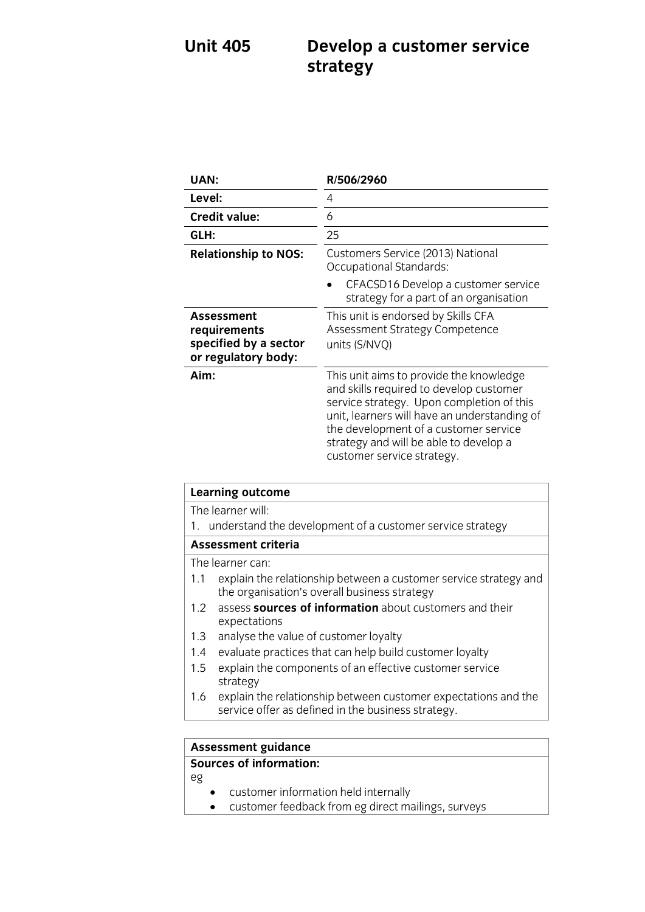# Unit 405 Develop a customer service strategy

| | |
|---|---|
| **UAN:** | **R/506/2960** |
| **Level:** | 4 |
| **Credit value:** | 6 |
| **GLH:** | 25 |
| **Relationship to NOS:** | Customers Service (2013) National Occupational Standards:<br>• CFACSD16 Develop a customer service strategy for a part of an organisation |
| **Assessment requirements specified by a sector or regulatory body:** | This unit is endorsed by Skills CFA Assessment Strategy Competence units (S/NVQ) |
| **Aim:** | This unit aims to provide the knowledge and skills required to develop customer service strategy. Upon completion of this unit, learners will have an understanding of the development of a customer service strategy and will be able to develop a customer service strategy. |

**Learning outcome**

The learner will:

1. understand the development of a customer service strategy

**Assessment criteria**

The learner can:

1.1 explain the relationship between a customer service strategy and the organisation's overall business strategy

1.2 assess **sources of information** about customers and their expectations

1.3 analyse the value of customer loyalty

1.4 evaluate practices that can help build customer loyalty

1.5 explain the components of an effective customer service strategy

1.6 explain the relationship between customer expectations and the service offer as defined in the business strategy.

**Assessment guidance**

**Sources of information:**

eg

- customer information held internally
- customer feedback from eg direct mailings, surveys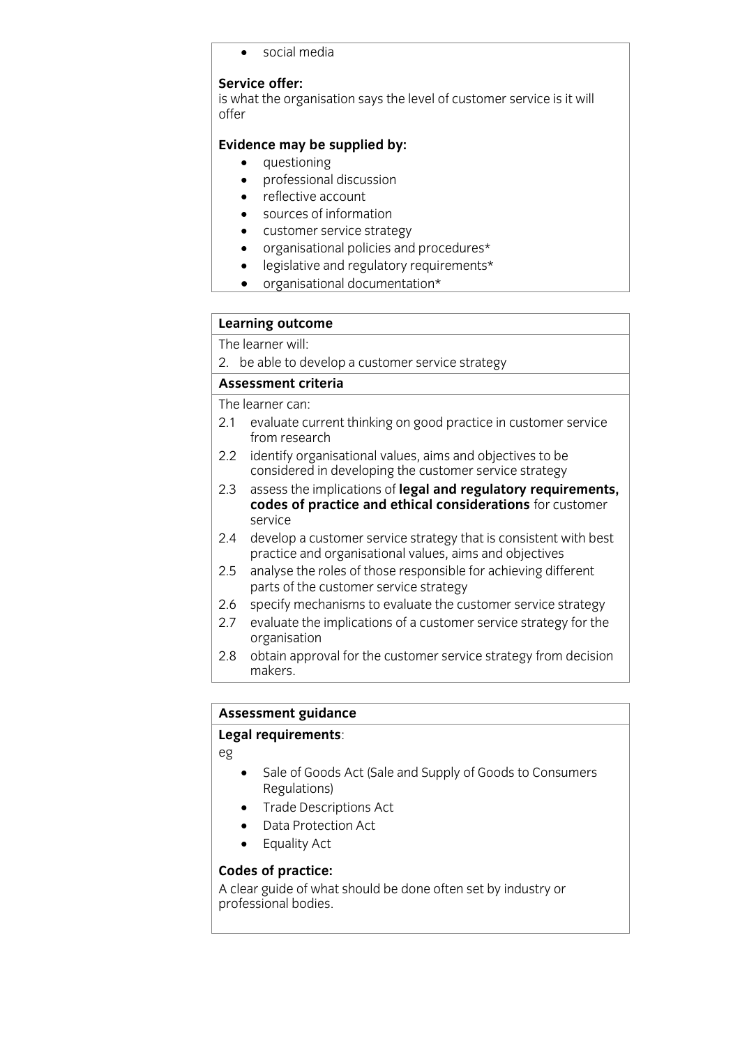- social media

**Service offer:**
is what the organisation says the level of customer service is it will offer

**Evidence may be supplied by:**

- questioning
- professional discussion
- reflective account
- sources of information
- customer service strategy
- organisational policies and procedures*
- legislative and regulatory requirements*
- organisational documentation*

**Learning outcome**

The learner will:

2. be able to develop a customer service strategy

**Assessment criteria**

The learner can:

2.1 evaluate current thinking on good practice in customer service from research
2.2 identify organisational values, aims and objectives to be considered in developing the customer service strategy
2.3 assess the implications of **legal and regulatory requirements, codes of practice and ethical considerations** for customer service
2.4 develop a customer service strategy that is consistent with best practice and organisational values, aims and objectives
2.5 analyse the roles of those responsible for achieving different parts of the customer service strategy
2.6 specify mechanisms to evaluate the customer service strategy
2.7 evaluate the implications of a customer service strategy for the organisation
2.8 obtain approval for the customer service strategy from decision makers.

**Assessment guidance**

**Legal requirements**:

eg

- Sale of Goods Act (Sale and Supply of Goods to Consumers Regulations)
- Trade Descriptions Act
- Data Protection Act
- Equality Act

**Codes of practice:**
A clear guide of what should be done often set by industry or professional bodies.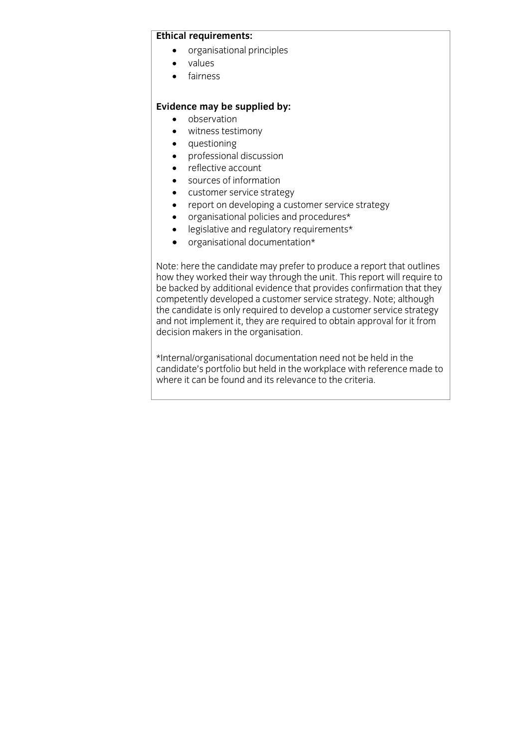**Ethical requirements:**

- organisational principles
- values
- fairness

**Evidence may be supplied by:**

- observation
- witness testimony
- questioning
- professional discussion
- reflective account
- sources of information
- customer service strategy
- report on developing a customer service strategy
- organisational policies and procedures*
- legislative and regulatory requirements*
- organisational documentation*

Note: here the candidate may prefer to produce a report that outlines how they worked their way through the unit. This report will require to be backed by additional evidence that provides confirmation that they competently developed a customer service strategy. Note; although the candidate is only required to develop a customer service strategy and not implement it, they are required to obtain approval for it from decision makers in the organisation.

*Internal/organisational documentation need not be held in the candidate's portfolio but held in the workplace with reference made to where it can be found and its relevance to the criteria.